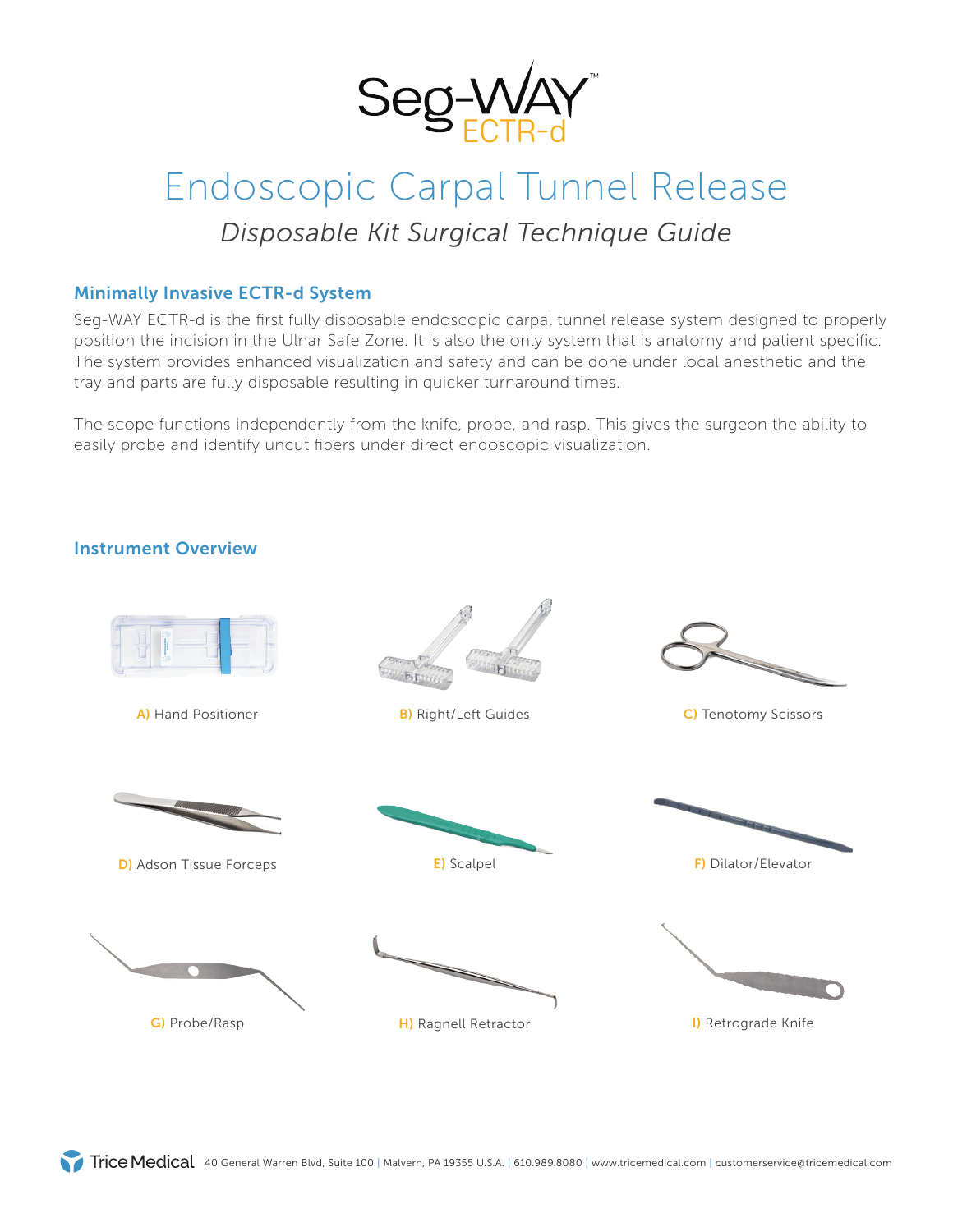# Seg-WAY™ ECTR-d

# Endoscopic Carpal Tunnel Release

*Disposable Kit Surgical Technique Guide*

## Minimally Invasive ECTR-d System

Seg-WAY ECTR-d is the first fully disposable endoscopic carpal tunnel release system designed to properly position the incision in the Ulnar Safe Zone. It is also the only system that is anatomy and patient specific. The system provides enhanced visualization and safety and can be done under local anesthetic and the tray and parts are fully disposable resulting in quicker turnaround times.

The scope functions independently from the knife, probe, and rasp. This gives the surgeon the ability to easily probe and identify uncut fibers under direct endoscopic visualization.

## Instrument Overview

A) Hand Positioner

B) Right/Left Guides

C) Tenotomy Scissors

D) Adson Tissue Forceps

E) Scalpel

F) Dilator/Elevator

G) Probe/Rasp

H) Ragnell Retractor

I) Retrograde Knife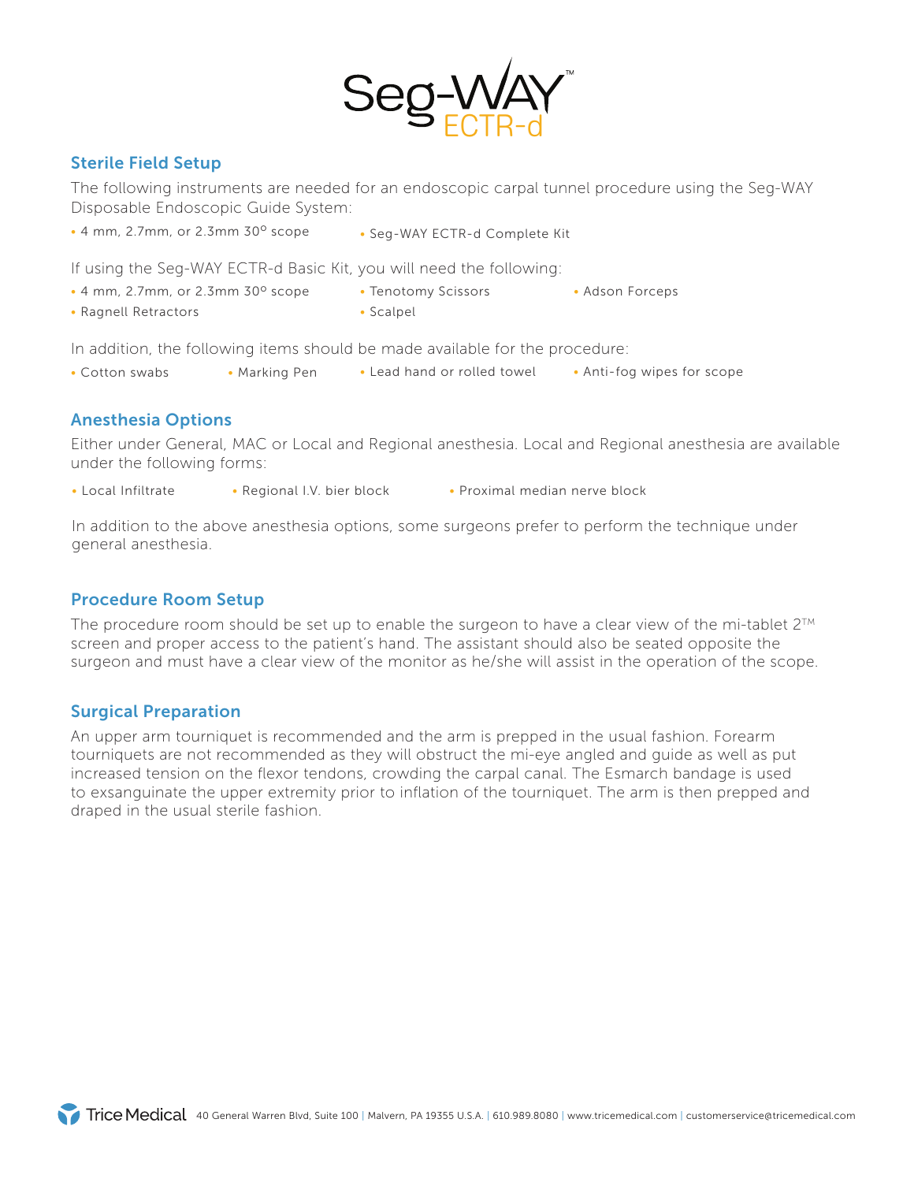# Seg-WAY™ ECTR-d

## Sterile Field Setup

The following instruments are needed for an endoscopic carpal tunnel procedure using the Seg-WAY Disposable Endoscopic Guide System:

- 4 mm, 2.7mm, or 2.3mm 30° scope
- Seg-WAY ECTR-d Complete Kit

If using the Seg-WAY ECTR-d Basic Kit, you will need the following:

- 4 mm, 2.7mm, or 2.3mm 30° scope
- Tenotomy Scissors
- Adson Forceps
- Ragnell Retractors
- Scalpel

In addition, the following items should be made available for the procedure:

- Cotton swabs
- Marking Pen
- Lead hand or rolled towel
- Anti-fog wipes for scope

## Anesthesia Options

Either under General, MAC or Local and Regional anesthesia. Local and Regional anesthesia are available under the following forms:

- Local Infiltrate
- Regional I.V. bier block
- Proximal median nerve block

In addition to the above anesthesia options, some surgeons prefer to perform the technique under general anesthesia.

## Procedure Room Setup

The procedure room should be set up to enable the surgeon to have a clear view of the mi-tablet 2™ screen and proper access to the patient's hand. The assistant should also be seated opposite the surgeon and must have a clear view of the monitor as he/she will assist in the operation of the scope.

## Surgical Preparation

An upper arm tourniquet is recommended and the arm is prepped in the usual fashion. Forearm tourniquets are not recommended as they will obstruct the mi-eye angled and guide as well as put increased tension on the flexor tendons, crowding the carpal canal. The Esmarch bandage is used to exsanguinate the upper extremity prior to inflation of the tourniquet. The arm is then prepped and draped in the usual sterile fashion.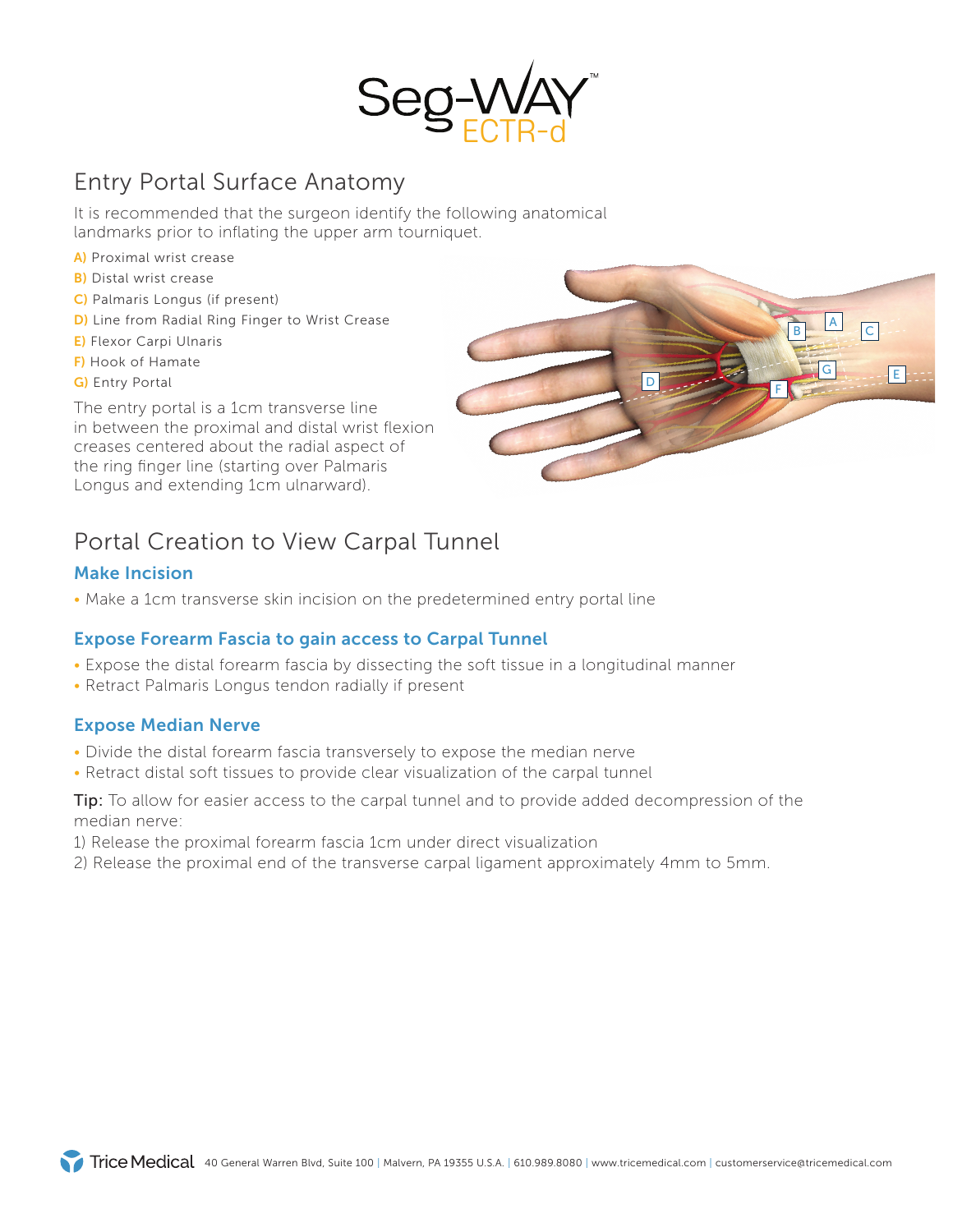# Seg-WAY™ ECTR-d

## Entry Portal Surface Anatomy

It is recommended that the surgeon identify the following anatomical landmarks prior to inflating the upper arm tourniquet.

**A)** Proximal wrist crease
**B)** Distal wrist crease
**C)** Palmaris Longus (if present)
**D)** Line from Radial Ring Finger to Wrist Crease
**E)** Flexor Carpi Ulnaris
**F)** Hook of Hamate
**G)** Entry Portal

The entry portal is a 1cm transverse line in between the proximal and distal wrist flexion creases centered about the radial aspect of the ring finger line (starting over Palmaris Longus and extending 1cm ulnarward).

## Portal Creation to View Carpal Tunnel

### Make Incision

- Make a 1cm transverse skin incision on the predetermined entry portal line

### Expose Forearm Fascia to gain access to Carpal Tunnel

- Expose the distal forearm fascia by dissecting the soft tissue in a longitudinal manner
- Retract Palmaris Longus tendon radially if present

### Expose Median Nerve

- Divide the distal forearm fascia transversely to expose the median nerve
- Retract distal soft tissues to provide clear visualization of the carpal tunnel

**Tip:** To allow for easier access to the carpal tunnel and to provide added decompression of the median nerve:

1) Release the proximal forearm fascia 1cm under direct visualization
2) Release the proximal end of the transverse carpal ligament approximately 4mm to 5mm.

Trice Medical 40 General Warren Blvd, Suite 100 | Malvern, PA 19355 U.S.A. | 610.989.8080 | www.tricemedical.com | customerservice@tricemedical.com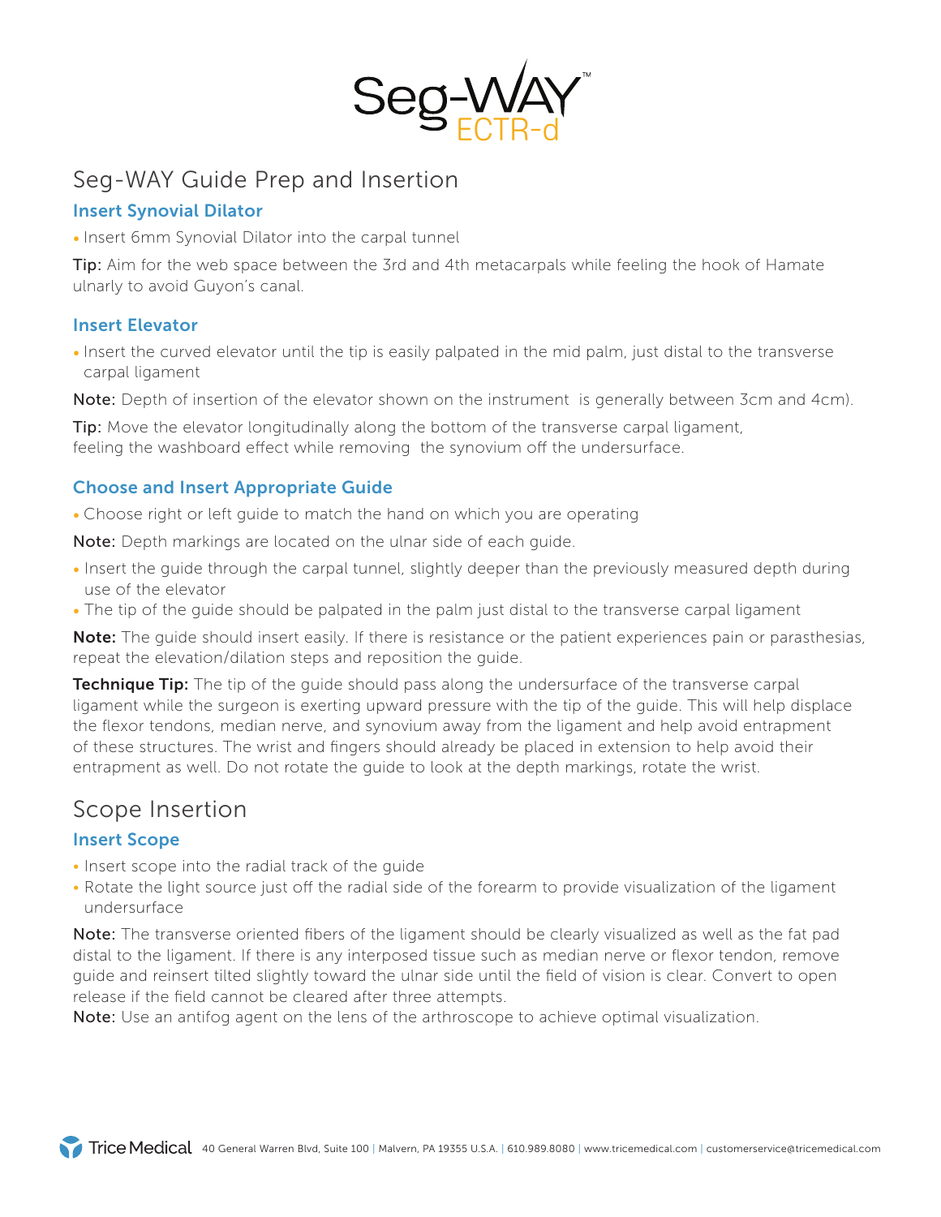# Seg-WAY™ ECTR-d

## Seg-WAY Guide Prep and Insertion

### Insert Synovial Dilator

- Insert 6mm Synovial Dilator into the carpal tunnel

Tip: Aim for the web space between the 3rd and 4th metacarpals while feeling the hook of Hamate ulnarly to avoid Guyon's canal.

### Insert Elevator

- Insert the curved elevator until the tip is easily palpated in the mid palm, just distal to the transverse carpal ligament

Note: Depth of insertion of the elevator shown on the instrument is generally between 3cm and 4cm).

Tip: Move the elevator longitudinally along the bottom of the transverse carpal ligament, feeling the washboard effect while removing the synovium off the undersurface.

### Choose and Insert Appropriate Guide

- Choose right or left guide to match the hand on which you are operating

Note: Depth markings are located on the ulnar side of each guide.

- Insert the guide through the carpal tunnel, slightly deeper than the previously measured depth during use of the elevator
- The tip of the guide should be palpated in the palm just distal to the transverse carpal ligament

**Note:** The guide should insert easily. If there is resistance or the patient experiences pain or parasthesias, repeat the elevation/dilation steps and reposition the guide.

**Technique Tip:** The tip of the guide should pass along the undersurface of the transverse carpal ligament while the surgeon is exerting upward pressure with the tip of the guide. This will help displace the flexor tendons, median nerve, and synovium away from the ligament and help avoid entrapment of these structures. The wrist and fingers should already be placed in extension to help avoid their entrapment as well. Do not rotate the guide to look at the depth markings, rotate the wrist.

## Scope Insertion

### Insert Scope

- Insert scope into the radial track of the guide
- Rotate the light source just off the radial side of the forearm to provide visualization of the ligament undersurface

Note: The transverse oriented fibers of the ligament should be clearly visualized as well as the fat pad distal to the ligament. If there is any interposed tissue such as median nerve or flexor tendon, remove guide and reinsert tilted slightly toward the ulnar side until the field of vision is clear. Convert to open release if the field cannot be cleared after three attempts.

Note: Use an antifog agent on the lens of the arthroscope to achieve optimal visualization.

Trice Medical 40 General Warren Blvd, Suite 100 | Malvern, PA 19355 U.S.A. | 610.989.8080 | www.tricemedical.com | customerservice@tricemedical.com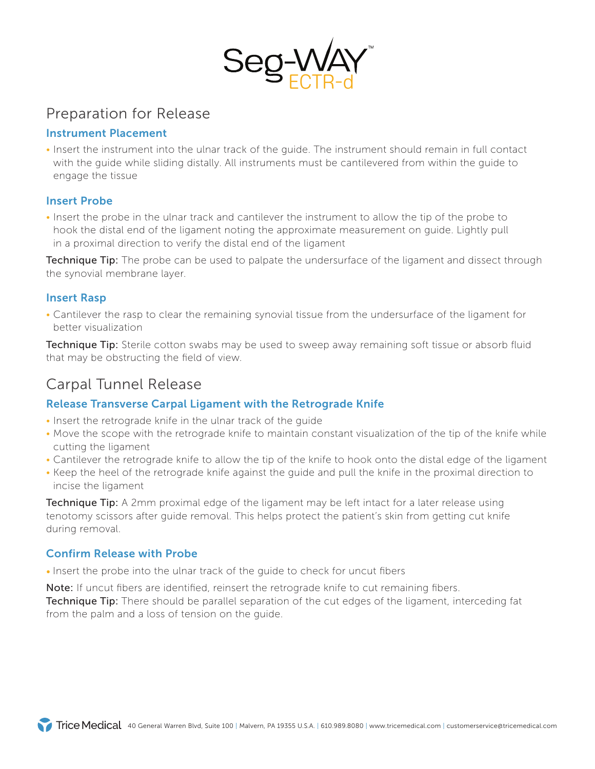# Seg-WAY™ ECTR-d

## Preparation for Release

### Instrument Placement

- Insert the instrument into the ulnar track of the guide. The instrument should remain in full contact with the guide while sliding distally. All instruments must be cantilevered from within the guide to engage the tissue

### Insert Probe

- Insert the probe in the ulnar track and cantilever the instrument to allow the tip of the probe to hook the distal end of the ligament noting the approximate measurement on guide. Lightly pull in a proximal direction to verify the distal end of the ligament

**Technique Tip:** The probe can be used to palpate the undersurface of the ligament and dissect through the synovial membrane layer.

### Insert Rasp

- Cantilever the rasp to clear the remaining synovial tissue from the undersurface of the ligament for better visualization

**Technique Tip:** Sterile cotton swabs may be used to sweep away remaining soft tissue or absorb fluid that may be obstructing the field of view.

## Carpal Tunnel Release

### Release Transverse Carpal Ligament with the Retrograde Knife

- Insert the retrograde knife in the ulnar track of the guide
- Move the scope with the retrograde knife to maintain constant visualization of the tip of the knife while cutting the ligament
- Cantilever the retrograde knife to allow the tip of the knife to hook onto the distal edge of the ligament
- Keep the heel of the retrograde knife against the guide and pull the knife in the proximal direction to incise the ligament

**Technique Tip:** A 2mm proximal edge of the ligament may be left intact for a later release using tenotomy scissors after guide removal. This helps protect the patient's skin from getting cut knife during removal.

### Confirm Release with Probe

- Insert the probe into the ulnar track of the guide to check for uncut fibers

**Note:** If uncut fibers are identified, reinsert the retrograde knife to cut remaining fibers.
**Technique Tip:** There should be parallel separation of the cut edges of the ligament, interceding fat from the palm and a loss of tension on the guide.

Trice Medical 40 General Warren Blvd, Suite 100 | Malvern, PA 19355 U.S.A. | 610.989.8080 | www.tricemedical.com | customerservice@tricemedical.com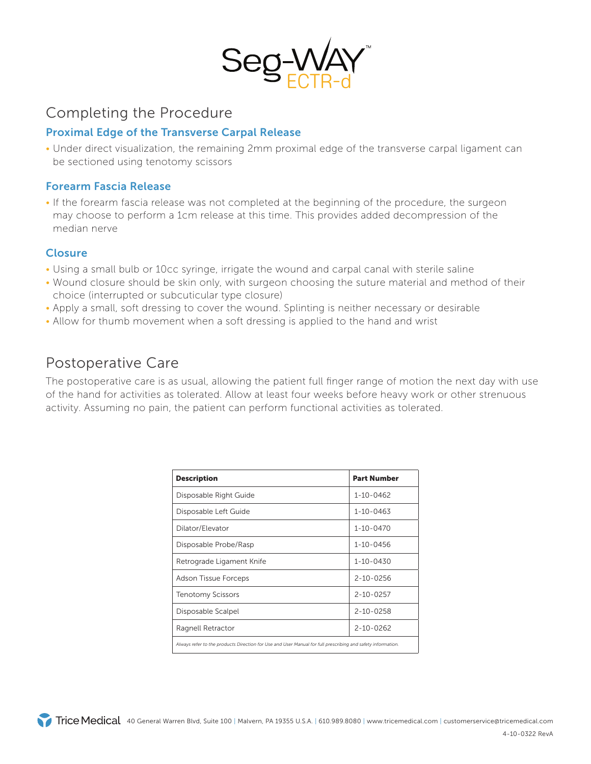Seg-WAY™ ECTR-d

# Completing the Procedure

### Proximal Edge of the Transverse Carpal Release

- Under direct visualization, the remaining 2mm proximal edge of the transverse carpal ligament can be sectioned using tenotomy scissors

### Forearm Fascia Release

- If the forearm fascia release was not completed at the beginning of the procedure, the surgeon may choose to perform a 1cm release at this time. This provides added decompression of the median nerve

### Closure

- Using a small bulb or 10cc syringe, irrigate the wound and carpal canal with sterile saline
- Wound closure should be skin only, with surgeon choosing the suture material and method of their choice (interrupted or subcuticular type closure)
- Apply a small, soft dressing to cover the wound. Splinting is neither necessary or desirable
- Allow for thumb movement when a soft dressing is applied to the hand and wrist

# Postoperative Care

The postoperative care is as usual, allowing the patient full finger range of motion the next day with use of the hand for activities as tolerated. Allow at least four weeks before heavy work or other strenuous activity. Assuming no pain, the patient can perform functional activities as tolerated.

| **Description** | **Part Number** |
|---|---|
| Disposable Right Guide | 1-10-0462 |
| Disposable Left Guide | 1-10-0463 |
| Dilator/Elevator | 1-10-0470 |
| Disposable Probe/Rasp | 1-10-0456 |
| Retrograde Ligament Knife | 1-10-0430 |
| Adson Tissue Forceps | 2-10-0256 |
| Tenotomy Scissors | 2-10-0257 |
| Disposable Scalpel | 2-10-0258 |
| Ragnell Retractor | 2-10-0262 |

*Always refer to the products Direction for Use and User Manual for full prescribing and safety information.*

Trice Medical 40 General Warren Blvd, Suite 100 | Malvern, PA 19355 U.S.A. | 610.989.8080 | www.tricemedical.com | customerservice@tricemedical.com

4-10-0322 RevA